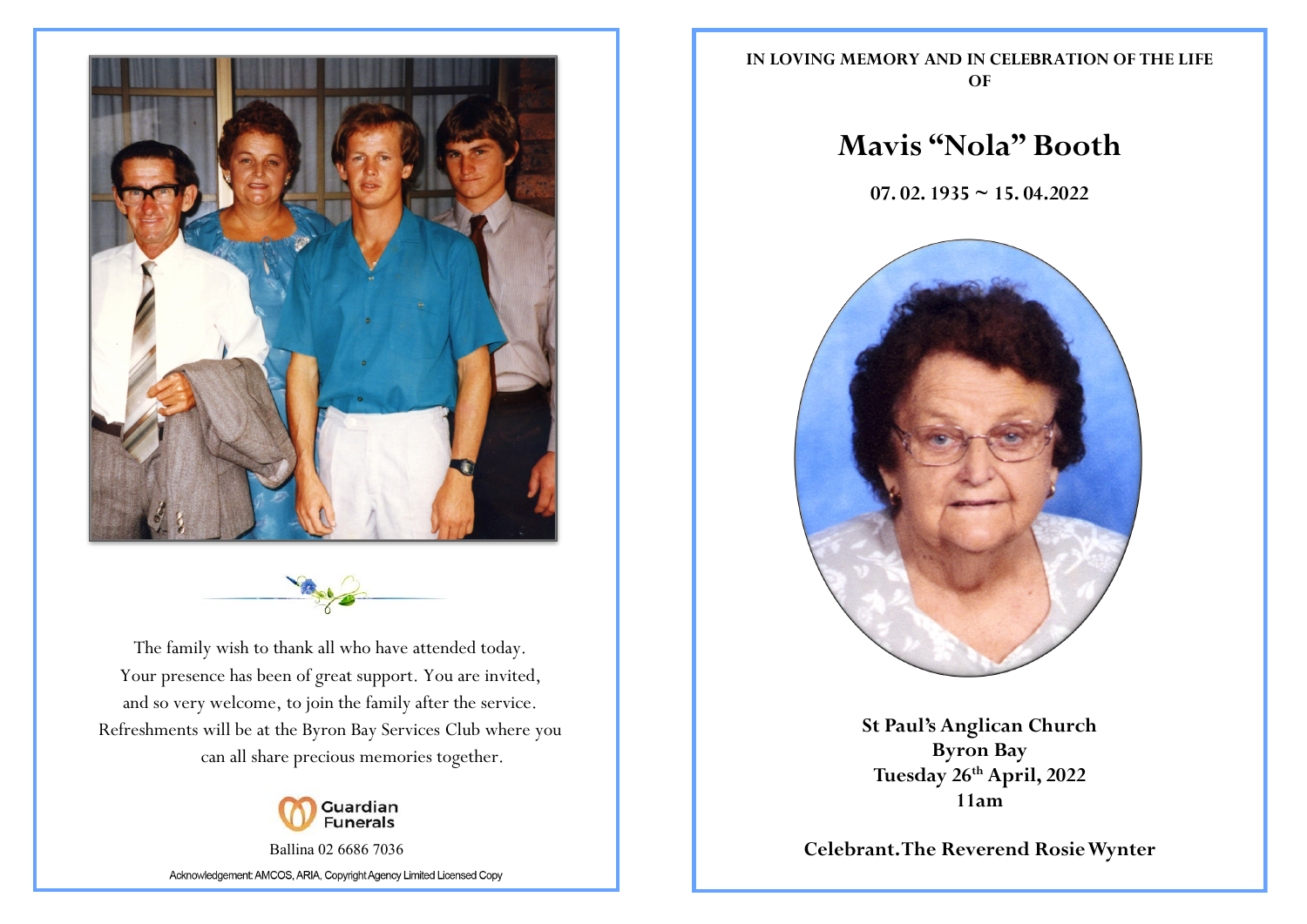The family wish to thank all who have attended today.
Your presence has been of great support. You are invited,
and so very welcome, to join the family after the service.
Refreshments will be at the Byron Bay Services Club where you
can all share precious memories together.

Guardian Funerals

Ballina 02 6686 7036

Acknowledgement: AMCOS, ARIA, Copyright Agency Limited Licensed Copy

**IN LOVING MEMORY AND IN CELEBRATION OF THE LIFE OF**

# Mavis "Nola" Booth

**07. 02. 1935 ~ 15. 04.2022**

**St Paul's Anglican Church**
**Byron Bay**
**Tuesday 26th April, 2022**
**11am**

**Celebrant. The Reverend Rosie Wynter**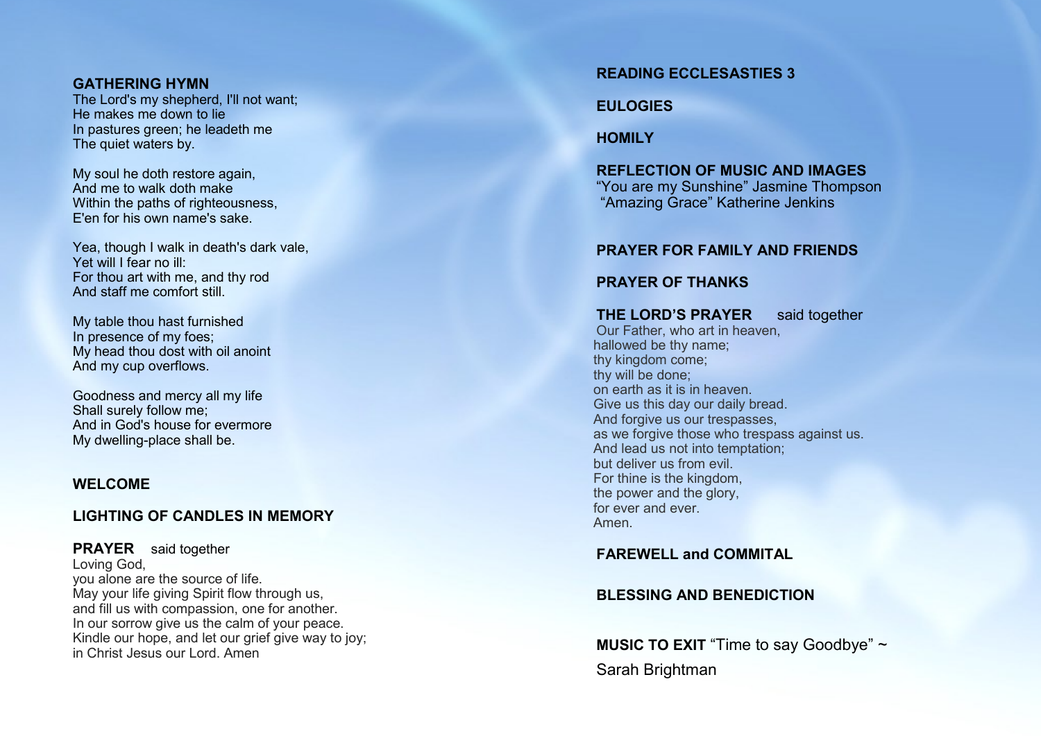## GATHERING HYMN

The Lord's my shepherd, I'll not want;
He makes me down to lie
In pastures green; he leadeth me
The quiet waters by.

My soul he doth restore again,
And me to walk doth make
Within the paths of righteousness,
E'en for his own name's sake.

Yea, though I walk in death's dark vale,
Yet will I fear no ill:
For thou art with me, and thy rod
And staff me comfort still.

My table thou hast furnished
In presence of my foes;
My head thou dost with oil anoint
And my cup overflows.

Goodness and mercy all my life
Shall surely follow me;
And in God's house for evermore
My dwelling-place shall be.

## WELCOME

## LIGHTING OF CANDLES IN MEMORY

## PRAYER said together

Loving God,
you alone are the source of life.
May your life giving Spirit flow through us,
and fill us with compassion, one for another.
In our sorrow give us the calm of your peace.
Kindle our hope, and let our grief give way to joy;
in Christ Jesus our Lord. Amen

## READING ECCLESASTIES 3

## EULOGIES

## HOMILY

## REFLECTION OF MUSIC AND IMAGES

"You are my Sunshine" Jasmine Thompson
"Amazing Grace" Katherine Jenkins

## PRAYER FOR FAMILY AND FRIENDS

## PRAYER OF THANKS

## THE LORD'S PRAYER said together

Our Father, who art in heaven,
hallowed be thy name;
thy kingdom come;
thy will be done;
on earth as it is in heaven.
Give us this day our daily bread.
And forgive us our trespasses,
as we forgive those who trespass against us.
And lead us not into temptation;
but deliver us from evil.
For thine is the kingdom,
the power and the glory,
for ever and ever.
Amen.

## FAREWELL and COMMITAL

## BLESSING AND BENEDICTION

**MUSIC TO EXIT** "Time to say Goodbye" ~ Sarah Brightman